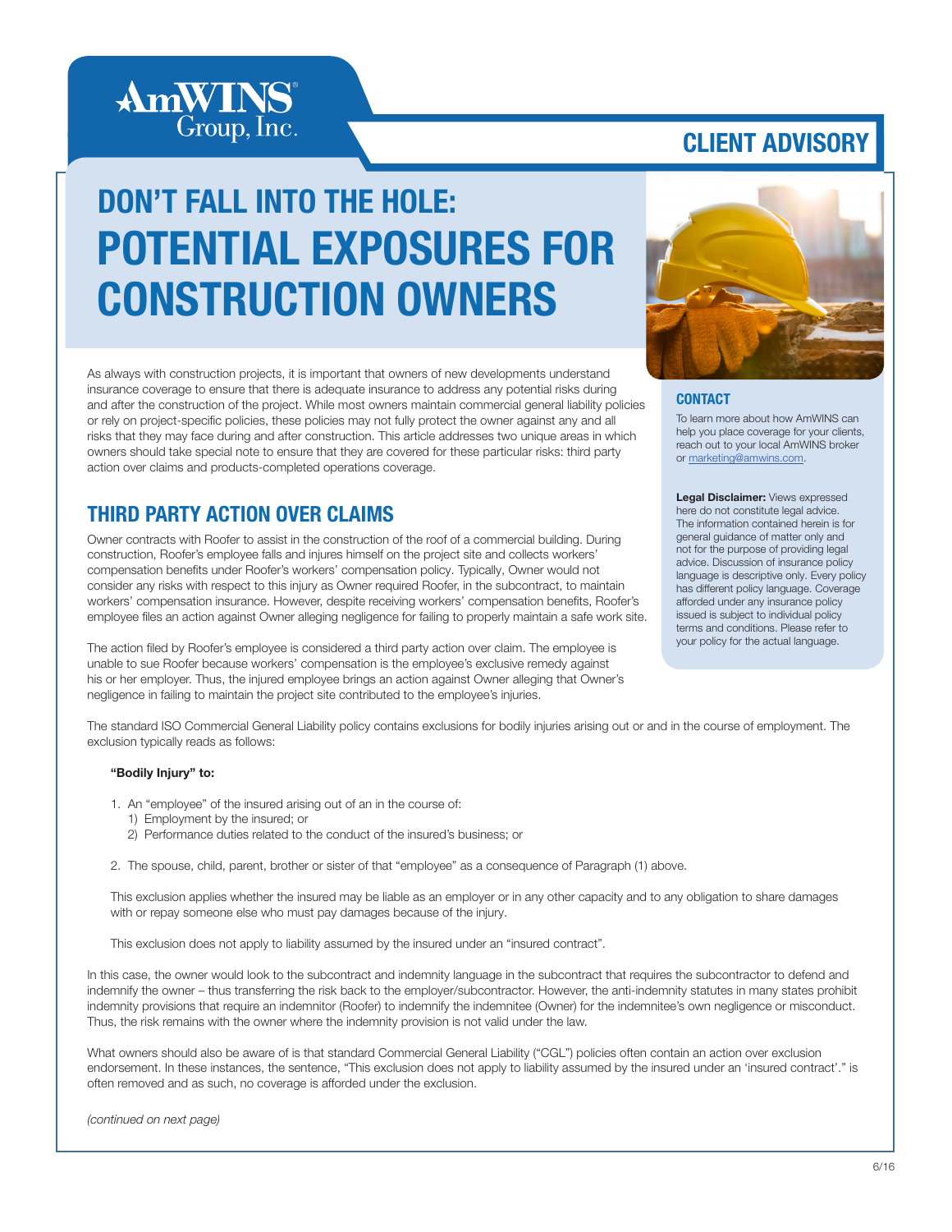AmWINS Group, Inc.

CLIENT ADVISORY

# DON'T FALL INTO THE HOLE: POTENTIAL EXPOSURES FOR CONSTRUCTION OWNERS

As always with construction projects, it is important that owners of new developments understand insurance coverage to ensure that there is adequate insurance to address any potential risks during and after the construction of the project. While most owners maintain commercial general liability policies or rely on project-specific policies, these policies may not fully protect the owner against any and all risks that they may face during and after construction. This article addresses two unique areas in which owners should take special note to ensure that they are covered for these particular risks: third party action over claims and products-completed operations coverage.

## THIRD PARTY ACTION OVER CLAIMS

Owner contracts with Roofer to assist in the construction of the roof of a commercial building. During construction, Roofer's employee falls and injures himself on the project site and collects workers' compensation benefits under Roofer's workers' compensation policy. Typically, Owner would not consider any risks with respect to this injury as Owner required Roofer, in the subcontract, to maintain workers' compensation insurance. However, despite receiving workers' compensation benefits, Roofer's employee files an action against Owner alleging negligence for failing to properly maintain a safe work site.

The action filed by Roofer's employee is considered a third party action over claim. The employee is unable to sue Roofer because workers' compensation is the employee's exclusive remedy against his or her employer. Thus, the injured employee brings an action against Owner alleging that Owner's negligence in failing to maintain the project site contributed to the employee's injuries.

The standard ISO Commercial General Liability policy contains exclusions for bodily injuries arising out or and in the course of employment. The exclusion typically reads as follows:

**"Bodily Injury" to:**

1. An "employee" of the insured arising out of an in the course of:
   1) Employment by the insured; or
   2) Performance duties related to the conduct of the insured's business; or
2. The spouse, child, parent, brother or sister of that "employee" as a consequence of Paragraph (1) above.

This exclusion applies whether the insured may be liable as an employer or in any other capacity and to any obligation to share damages with or repay someone else who must pay damages because of the injury.

This exclusion does not apply to liability assumed by the insured under an "insured contract".

In this case, the owner would look to the subcontract and indemnity language in the subcontract that requires the subcontractor to defend and indemnify the owner – thus transferring the risk back to the employer/subcontractor. However, the anti-indemnity statutes in many states prohibit indemnity provisions that require an indemnitor (Roofer) to indemnify the indemnitee (Owner) for the indemnitee's own negligence or misconduct. Thus, the risk remains with the owner where the indemnity provision is not valid under the law.

What owners should also be aware of is that standard Commercial General Liability ("CGL") policies often contain an action over exclusion endorsement. In these instances, the sentence, "This exclusion does not apply to liability assumed by the insured under an 'insured contract'." is often removed and as such, no coverage is afforded under the exclusion.

*(continued on next page)*

### CONTACT

To learn more about how AmWINS can help you place coverage for your clients, reach out to your local AmWINS broker or marketing@amwins.com.

**Legal Disclaimer:** Views expressed here do not constitute legal advice. The information contained herein is for general guidance of matter only and not for the purpose of providing legal advice. Discussion of insurance policy language is descriptive only. Every policy has different policy language. Coverage afforded under any insurance policy issued is subject to individual policy terms and conditions. Please refer to your policy for the actual language.

6/16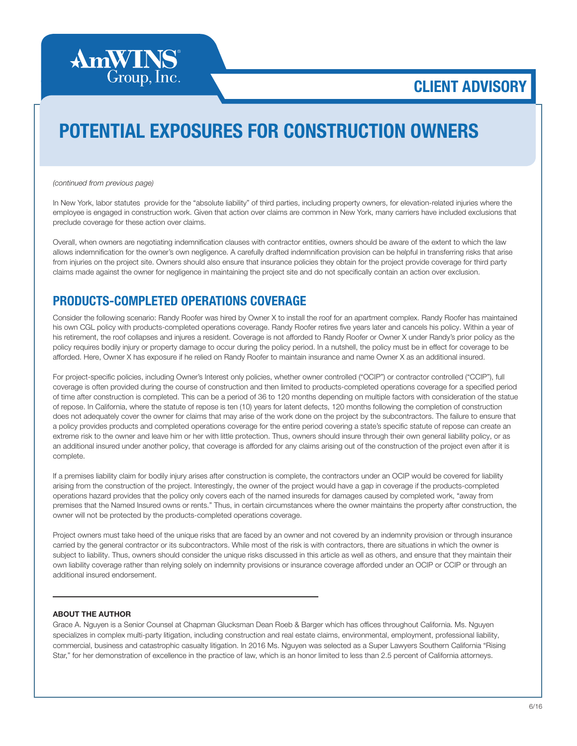# POTENTIAL EXPOSURES FOR CONSTRUCTION OWNERS

*(continued from previous page)*

In New York, labor statutes provide for the "absolute liability" of third parties, including property owners, for elevation-related injuries where the employee is engaged in construction work. Given that action over claims are common in New York, many carriers have included exclusions that preclude coverage for these action over claims.

Overall, when owners are negotiating indemnification clauses with contractor entities, owners should be aware of the extent to which the law allows indemnification for the owner's own negligence. A carefully drafted indemnification provision can be helpful in transferring risks that arise from injuries on the project site. Owners should also ensure that insurance policies they obtain for the project provide coverage for third party claims made against the owner for negligence in maintaining the project site and do not specifically contain an action over exclusion.

## PRODUCTS-COMPLETED OPERATIONS COVERAGE

Consider the following scenario: Randy Roofer was hired by Owner X to install the roof for an apartment complex. Randy Roofer has maintained his own CGL policy with products-completed operations coverage. Randy Roofer retires five years later and cancels his policy. Within a year of his retirement, the roof collapses and injures a resident. Coverage is not afforded to Randy Roofer or Owner X under Randy's prior policy as the policy requires bodily injury or property damage to occur during the policy period. In a nutshell, the policy must be in effect for coverage to be afforded. Here, Owner X has exposure if he relied on Randy Roofer to maintain insurance and name Owner X as an additional insured.

For project-specific policies, including Owner's Interest only policies, whether owner controlled ("OCIP") or contractor controlled ("CCIP"), full coverage is often provided during the course of construction and then limited to products-completed operations coverage for a specified period of time after construction is completed. This can be a period of 36 to 120 months depending on multiple factors with consideration of the statue of repose. In California, where the statute of repose is ten (10) years for latent defects, 120 months following the completion of construction does not adequately cover the owner for claims that may arise of the work done on the project by the subcontractors. The failure to ensure that a policy provides products and completed operations coverage for the entire period covering a state's specific statute of repose can create an extreme risk to the owner and leave him or her with little protection. Thus, owners should insure through their own general liability policy, or as an additional insured under another policy, that coverage is afforded for any claims arising out of the construction of the project even after it is complete.

If a premises liability claim for bodily injury arises after construction is complete, the contractors under an OCIP would be covered for liability arising from the construction of the project. Interestingly, the owner of the project would have a gap in coverage if the products-completed operations hazard provides that the policy only covers each of the named insureds for damages caused by completed work, "away from premises that the Named Insured owns or rents." Thus, in certain circumstances where the owner maintains the property after construction, the owner will not be protected by the products-completed operations coverage.

Project owners must take heed of the unique risks that are faced by an owner and not covered by an indemnity provision or through insurance carried by the general contractor or its subcontractors. While most of the risk is with contractors, there are situations in which the owner is subject to liability. Thus, owners should consider the unique risks discussed in this article as well as others, and ensure that they maintain their own liability coverage rather than relying solely on indemnity provisions or insurance coverage afforded under an OCIP or CCIP or through an additional insured endorsement.

---

**ABOUT THE AUTHOR**

Grace A. Nguyen is a Senior Counsel at Chapman Glucksman Dean Roeb & Barger which has offices throughout California. Ms. Nguyen specializes in complex multi-party litigation, including construction and real estate claims, environmental, employment, professional liability, commercial, business and catastrophic casualty litigation. In 2016 Ms. Nguyen was selected as a Super Lawyers Southern California "Rising Star," for her demonstration of excellence in the practice of law, which is an honor limited to less than 2.5 percent of California attorneys.